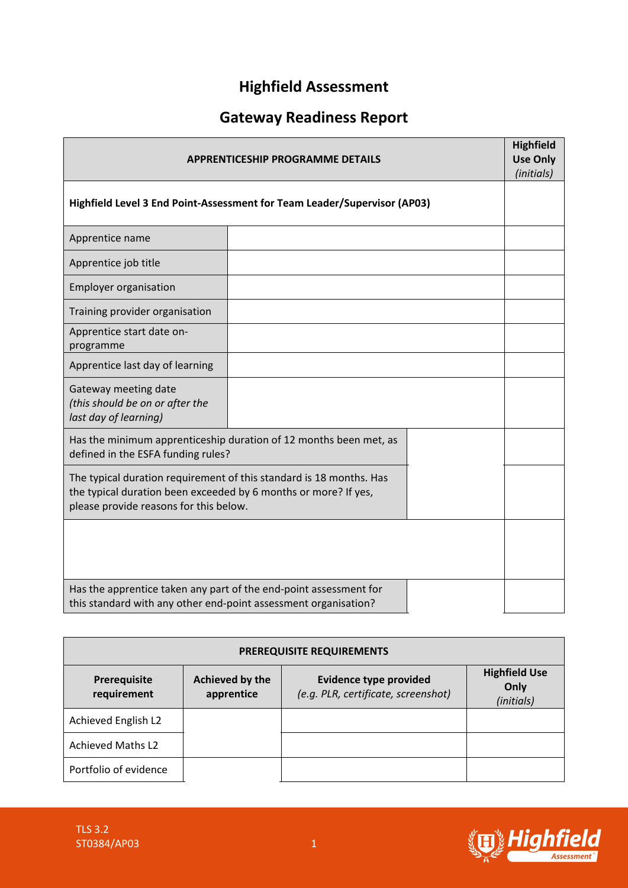# Highfield Assessment

## Gateway Readiness Report

| APPRENTICESHIP PROGRAMME DETAILS | | | Highfield Use Only *(initials)* |
|---|---|---|---|
| **Highfield Level 3 End Point-Assessment for Team Leader/Supervisor (AP03)** | | | |
| Apprentice name | | | |
| Apprentice job title | | | |
| Employer organisation | | | |
| Training provider organisation | | | |
| Apprentice start date on-programme | | | |
| Apprentice last day of learning | | | |
| Gateway meeting date *(this should be on or after the last day of learning)* | | | |
| Has the minimum apprenticeship duration of 12 months been met, as defined in the ESFA funding rules? | | | |
| The typical duration requirement of this standard is 18 months. Has the typical duration been exceeded by 6 months or more? If yes, please provide reasons for this below. | | | |
| | | | |
| Has the apprentice taken any part of the end-point assessment for this standard with any other end-point assessment organisation? | | | |

| PREREQUISITE REQUIREMENTS | | | |
|---|---|---|---|
| **Prerequisite requirement** | **Achieved by the apprentice** | **Evidence type provided** *(e.g. PLR, certificate, screenshot)* | **Highfield Use Only** *(initials)* |
| Achieved English L2 | | | |
| Achieved Maths L2 | | | |
| Portfolio of evidence | | | |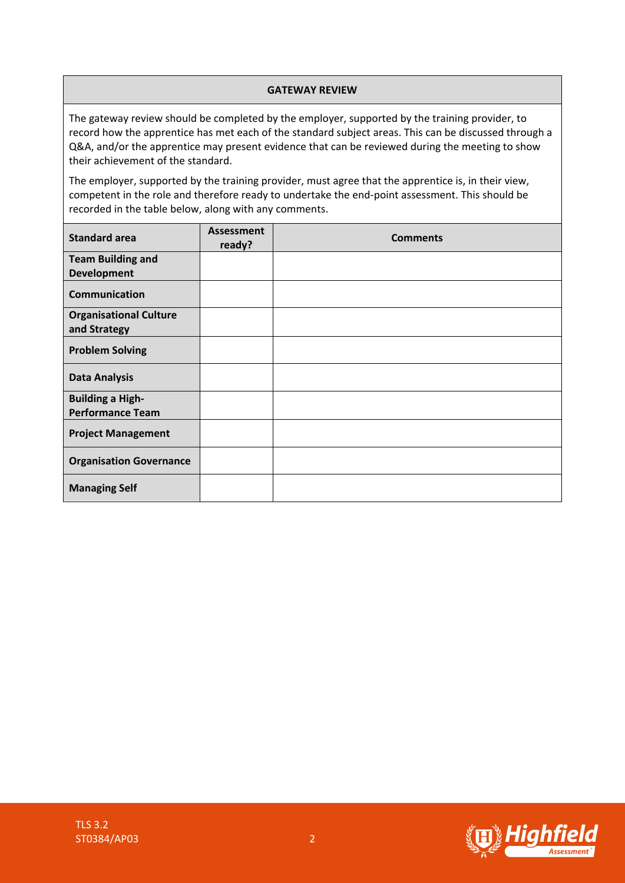## GATEWAY REVIEW

The gateway review should be completed by the employer, supported by the training provider, to record how the apprentice has met each of the standard subject areas. This can be discussed through a Q&A, and/or the apprentice may present evidence that can be reviewed during the meeting to show their achievement of the standard.

The employer, supported by the training provider, must agree that the apprentice is, in their view, competent in the role and therefore ready to undertake the end-point assessment. This should be recorded in the table below, along with any comments.

| Standard area | Assessment ready? | Comments |
|---|---|---|
| **Team Building and Development** | | |
| **Communication** | | |
| **Organisational Culture and Strategy** | | |
| **Problem Solving** | | |
| **Data Analysis** | | |
| **Building a High-Performance Team** | | |
| **Project Management** | | |
| **Organisation Governance** | | |
| **Managing Self** | | |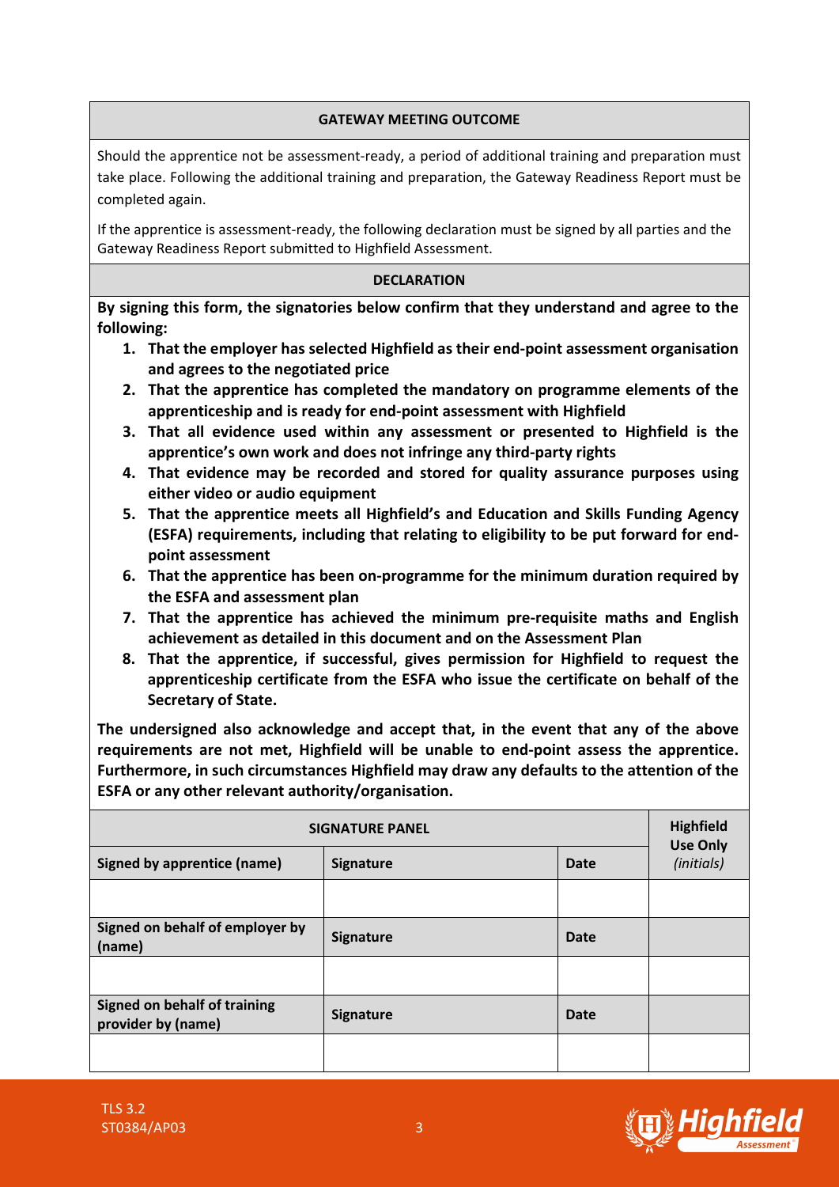## GATEWAY MEETING OUTCOME

Should the apprentice not be assessment-ready, a period of additional training and preparation must take place. Following the additional training and preparation, the Gateway Readiness Report must be completed again.

If the apprentice is assessment-ready, the following declaration must be signed by all parties and the Gateway Readiness Report submitted to Highfield Assessment.

## DECLARATION

**By signing this form, the signatories below confirm that they understand and agree to the following:**

1. **That the employer has selected Highfield as their end-point assessment organisation and agrees to the negotiated price**
2. **That the apprentice has completed the mandatory on programme elements of the apprenticeship and is ready for end-point assessment with Highfield**
3. **That all evidence used within any assessment or presented to Highfield is the apprentice's own work and does not infringe any third-party rights**
4. **That evidence may be recorded and stored for quality assurance purposes using either video or audio equipment**
5. **That the apprentice meets all Highfield's and Education and Skills Funding Agency (ESFA) requirements, including that relating to eligibility to be put forward for end-point assessment**
6. **That the apprentice has been on-programme for the minimum duration required by the ESFA and assessment plan**
7. **That the apprentice has achieved the minimum pre-requisite maths and English achievement as detailed in this document and on the Assessment Plan**
8. **That the apprentice, if successful, gives permission for Highfield to request the apprenticeship certificate from the ESFA who issue the certificate on behalf of the Secretary of State.**

**The undersigned also acknowledge and accept that, in the event that any of the above requirements are not met, Highfield will be unable to end-point assess the apprentice. Furthermore, in such circumstances Highfield may draw any defaults to the attention of the ESFA or any other relevant authority/organisation.**

| SIGNATURE PANEL | | | Highfield Use Only *(initials)* |
|---|---|---|---|
| **Signed by apprentice (name)** | **Signature** | **Date** | |
| | | | |
| **Signed on behalf of employer by (name)** | **Signature** | **Date** | |
| | | | |
| **Signed on behalf of training provider by (name)** | **Signature** | **Date** | |
| | | | |

TLS 3.2
ST0384/AP03